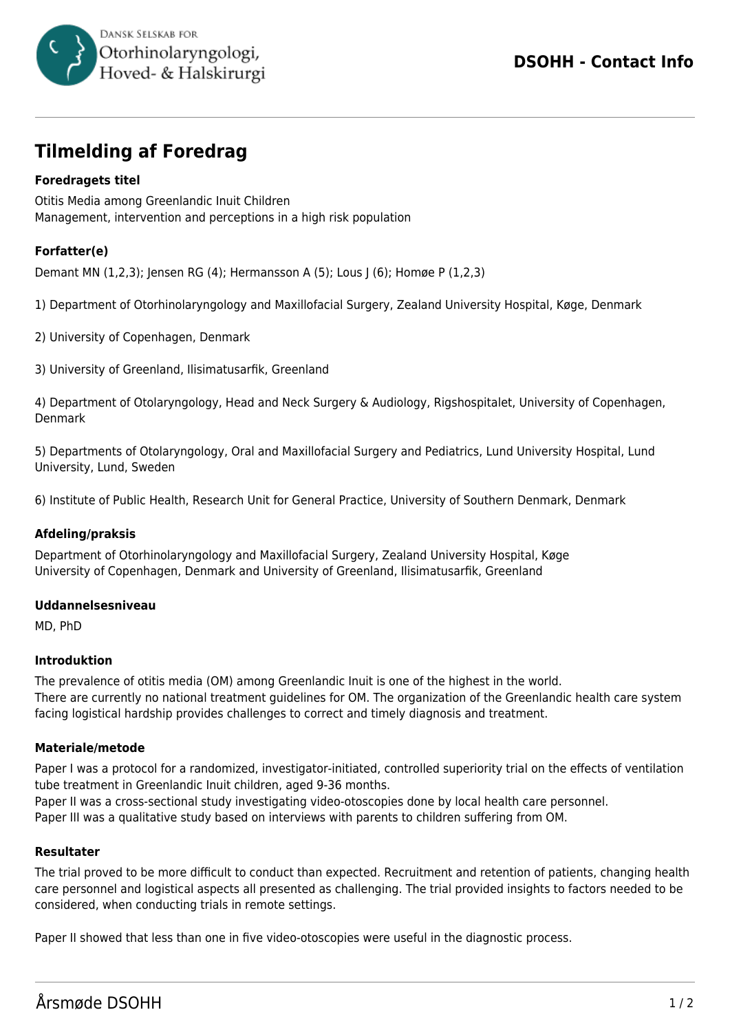# Tilmelding af Foredrag

**Foredragets titel**

Otitis Media among Greenlandic Inuit Children
Management, intervention and perceptions in a high risk population

**Forfatter(e)**

Demant MN (1,2,3); Jensen RG (4); Hermansson A (5); Lous J (6); Homøe P (1,2,3)

1) Department of Otorhinolaryngology and Maxillofacial Surgery, Zealand University Hospital, Køge, Denmark

2) University of Copenhagen, Denmark

3) University of Greenland, Ilisimatusarfik, Greenland

4) Department of Otolaryngology, Head and Neck Surgery & Audiology, Rigshospitalet, University of Copenhagen, Denmark

5) Departments of Otolaryngology, Oral and Maxillofacial Surgery and Pediatrics, Lund University Hospital, Lund University, Lund, Sweden

6) Institute of Public Health, Research Unit for General Practice, University of Southern Denmark, Denmark

**Afdeling/praksis**

Department of Otorhinolaryngology and Maxillofacial Surgery, Zealand University Hospital, Køge
University of Copenhagen, Denmark and University of Greenland, Ilisimatusarfik, Greenland

**Uddannelsesniveau**

MD, PhD

**Introduktion**

The prevalence of otitis media (OM) among Greenlandic Inuit is one of the highest in the world.
There are currently no national treatment guidelines for OM. The organization of the Greenlandic health care system facing logistical hardship provides challenges to correct and timely diagnosis and treatment.

**Materiale/metode**

Paper I was a protocol for a randomized, investigator-initiated, controlled superiority trial on the effects of ventilation tube treatment in Greenlandic Inuit children, aged 9-36 months.
Paper II was a cross-sectional study investigating video-otoscopies done by local health care personnel.
Paper III was a qualitative study based on interviews with parents to children suffering from OM.

**Resultater**

The trial proved to be more difficult to conduct than expected. Recruitment and retention of patients, changing health care personnel and logistical aspects all presented as challenging. The trial provided insights to factors needed to be considered, when conducting trials in remote settings.

Paper II showed that less than one in five video-otoscopies were useful in the diagnostic process.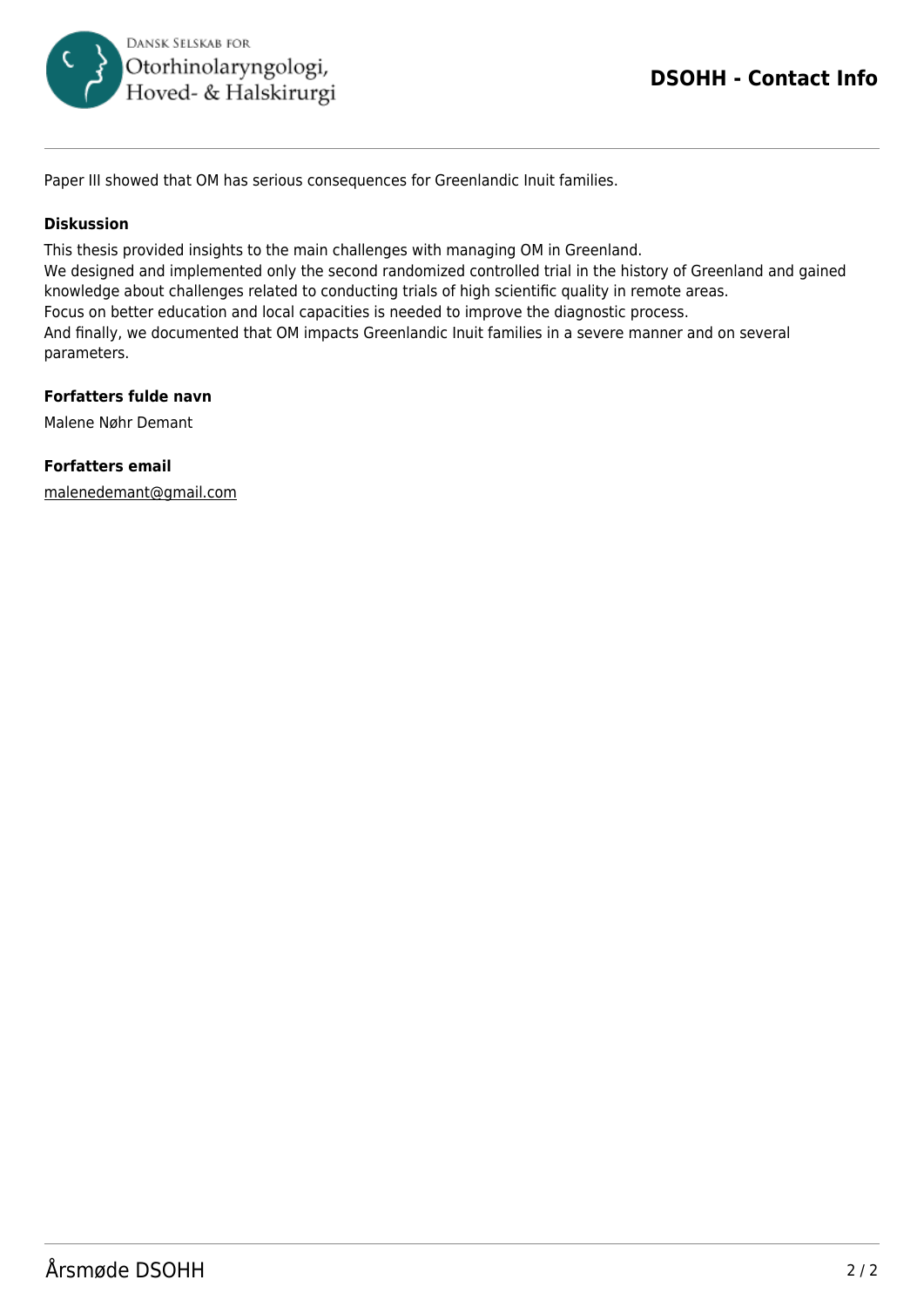Paper III showed that OM has serious consequences for Greenlandic Inuit families.

**Diskussion**

This thesis provided insights to the main challenges with managing OM in Greenland.
We designed and implemented only the second randomized controlled trial in the history of Greenland and gained knowledge about challenges related to conducting trials of high scientific quality in remote areas.
Focus on better education and local capacities is needed to improve the diagnostic process.
And finally, we documented that OM impacts Greenlandic Inuit families in a severe manner and on several parameters.

**Forfatters fulde navn**

Malene Nøhr Demant

**Forfatters email**

malenedemant@gmail.com